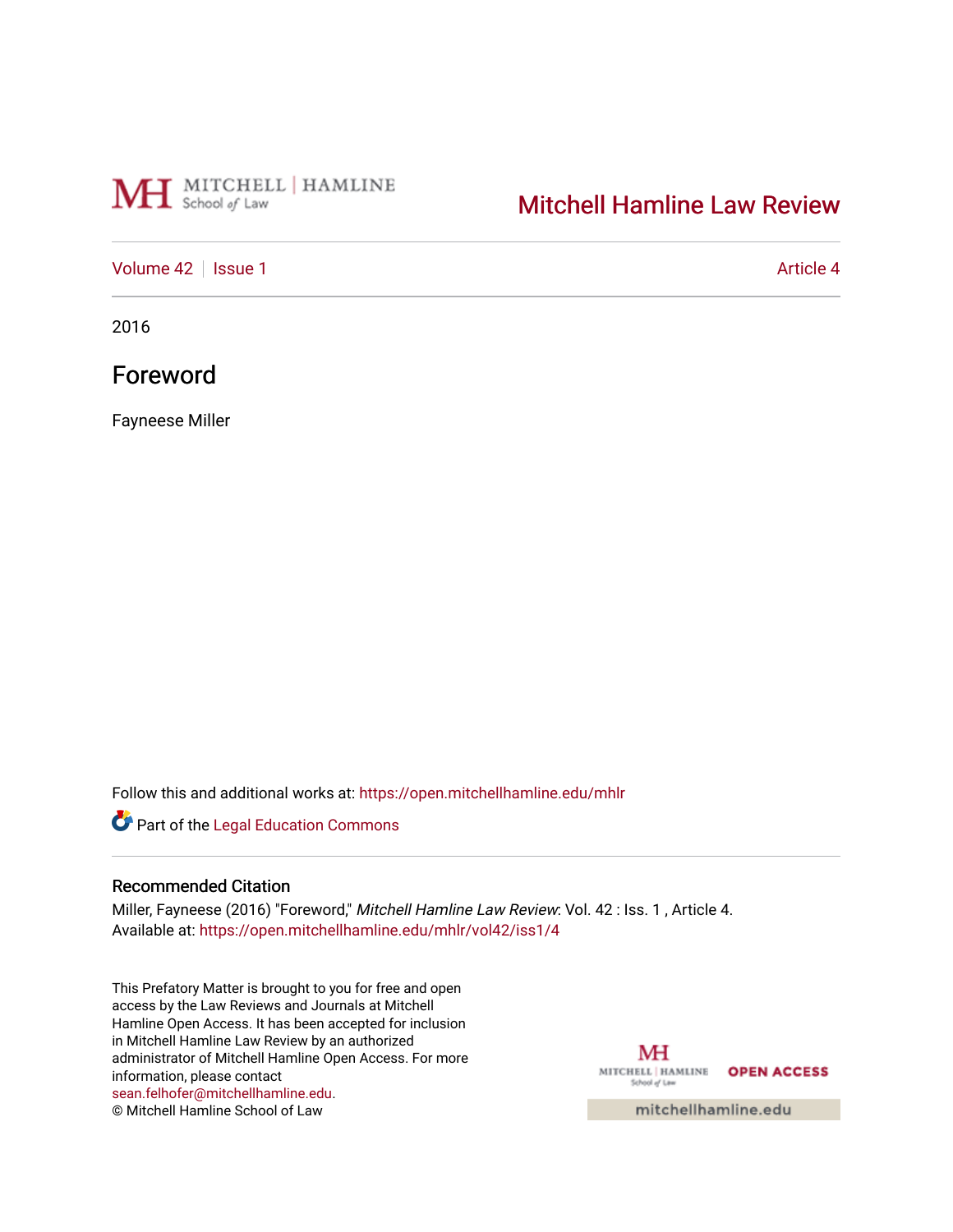MITCHELL | HAMLINE
School of Law

# Mitchell Hamline Law Review

Volume 42 | Issue 1 | Article 4

2016

## Foreword

Fayneese Miller

Follow this and additional works at: https://open.mitchellhamline.edu/mhlr

Part of the Legal Education Commons

### Recommended Citation

Miller, Fayneese (2016) "Foreword," *Mitchell Hamline Law Review*: Vol. 42 : Iss. 1 , Article 4.
Available at: https://open.mitchellhamline.edu/mhlr/vol42/iss1/4

This Prefatory Matter is brought to you for free and open access by the Law Reviews and Journals at Mitchell Hamline Open Access. It has been accepted for inclusion in Mitchell Hamline Law Review by an authorized administrator of Mitchell Hamline Open Access. For more information, please contact sean.felhofer@mitchellhamline.edu.
© Mitchell Hamline School of Law

MITCHELL | HAMLINE School of Law OPEN ACCESS
mitchellhamline.edu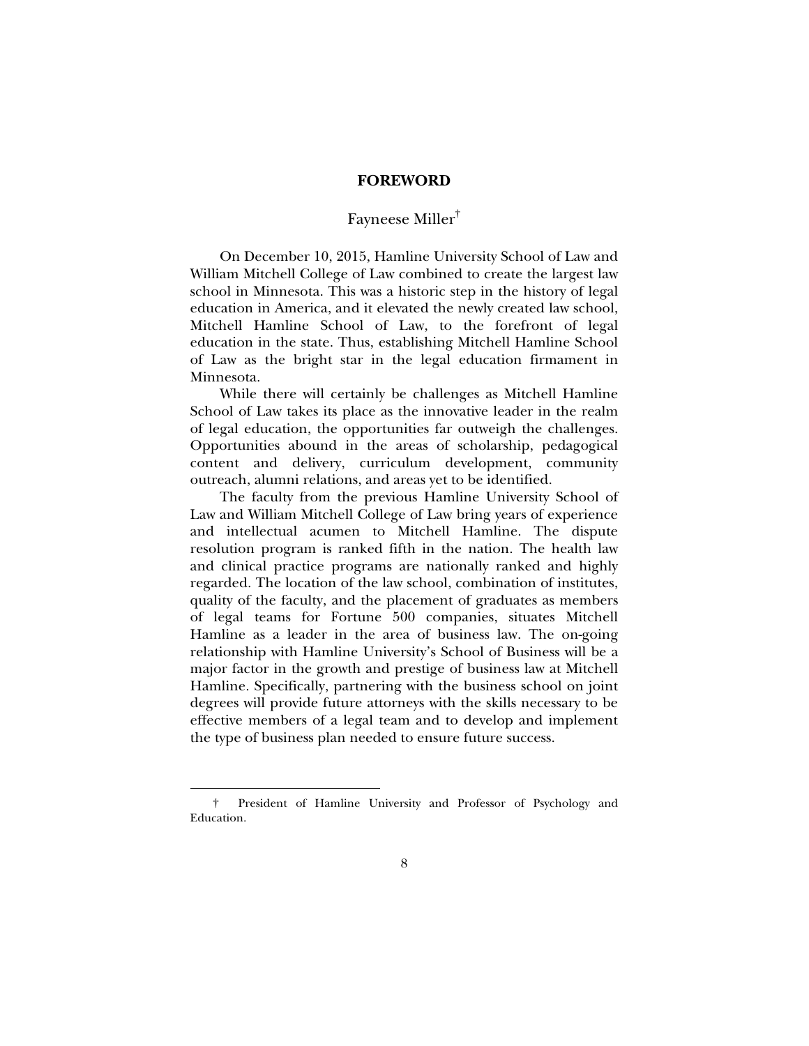# FOREWORD

Fayneese Miller[†]

On December 10, 2015, Hamline University School of Law and William Mitchell College of Law combined to create the largest law school in Minnesota. This was a historic step in the history of legal education in America, and it elevated the newly created law school, Mitchell Hamline School of Law, to the forefront of legal education in the state. Thus, establishing Mitchell Hamline School of Law as the bright star in the legal education firmament in Minnesota.

While there will certainly be challenges as Mitchell Hamline School of Law takes its place as the innovative leader in the realm of legal education, the opportunities far outweigh the challenges. Opportunities abound in the areas of scholarship, pedagogical content and delivery, curriculum development, community outreach, alumni relations, and areas yet to be identified.

The faculty from the previous Hamline University School of Law and William Mitchell College of Law bring years of experience and intellectual acumen to Mitchell Hamline. The dispute resolution program is ranked fifth in the nation. The health law and clinical practice programs are nationally ranked and highly regarded. The location of the law school, combination of institutes, quality of the faculty, and the placement of graduates as members of legal teams for Fortune 500 companies, situates Mitchell Hamline as a leader in the area of business law. The on-going relationship with Hamline University's School of Business will be a major factor in the growth and prestige of business law at Mitchell Hamline. Specifically, partnering with the business school on joint degrees will provide future attorneys with the skills necessary to be effective members of a legal team and to develop and implement the type of business plan needed to ensure future success.

---

† President of Hamline University and Professor of Psychology and Education.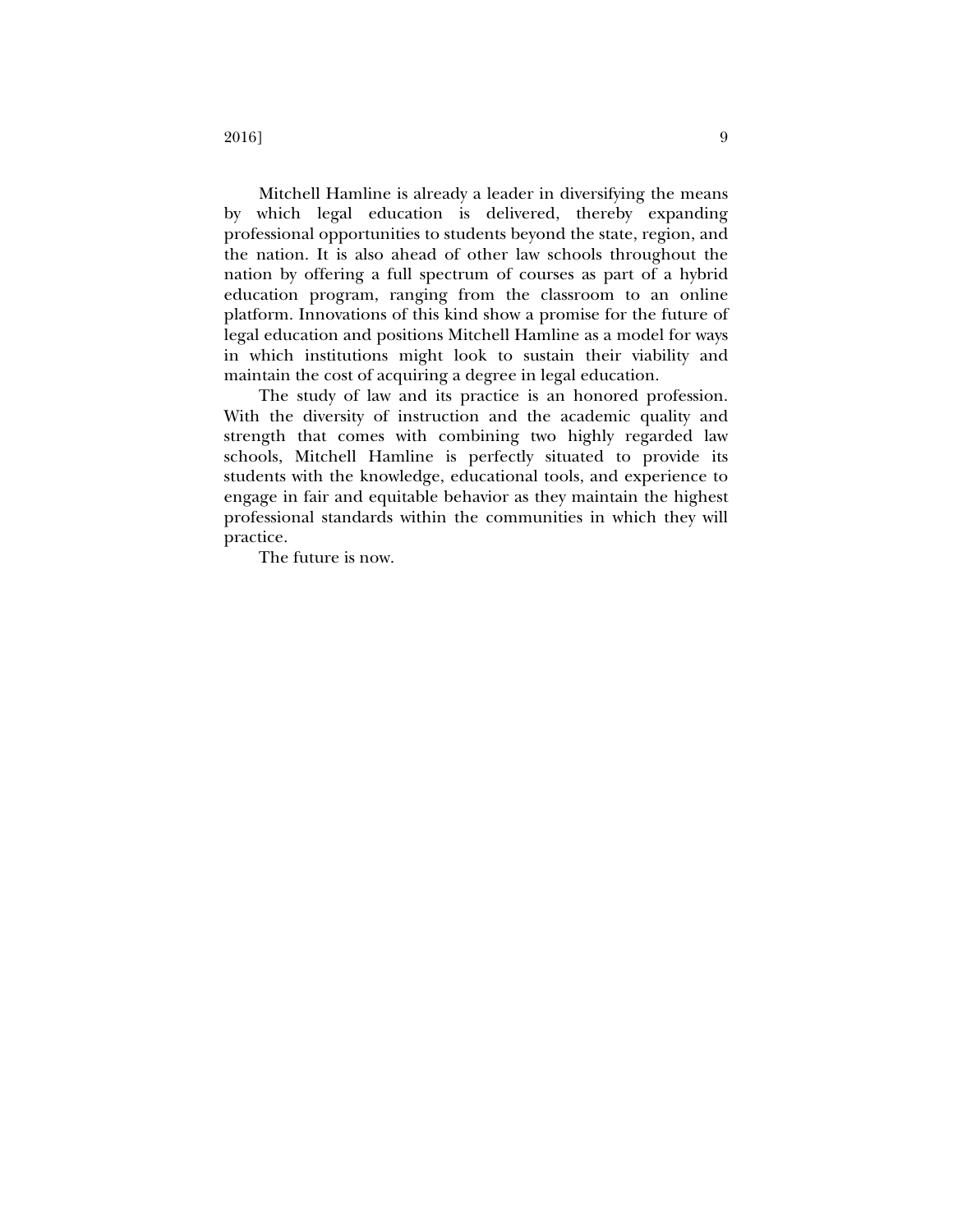Mitchell Hamline is already a leader in diversifying the means by which legal education is delivered, thereby expanding professional opportunities to students beyond the state, region, and the nation. It is also ahead of other law schools throughout the nation by offering a full spectrum of courses as part of a hybrid education program, ranging from the classroom to an online platform. Innovations of this kind show a promise for the future of legal education and positions Mitchell Hamline as a model for ways in which institutions might look to sustain their viability and maintain the cost of acquiring a degree in legal education.

The study of law and its practice is an honored profession. With the diversity of instruction and the academic quality and strength that comes with combining two highly regarded law schools, Mitchell Hamline is perfectly situated to provide its students with the knowledge, educational tools, and experience to engage in fair and equitable behavior as they maintain the highest professional standards within the communities in which they will practice.

The future is now.